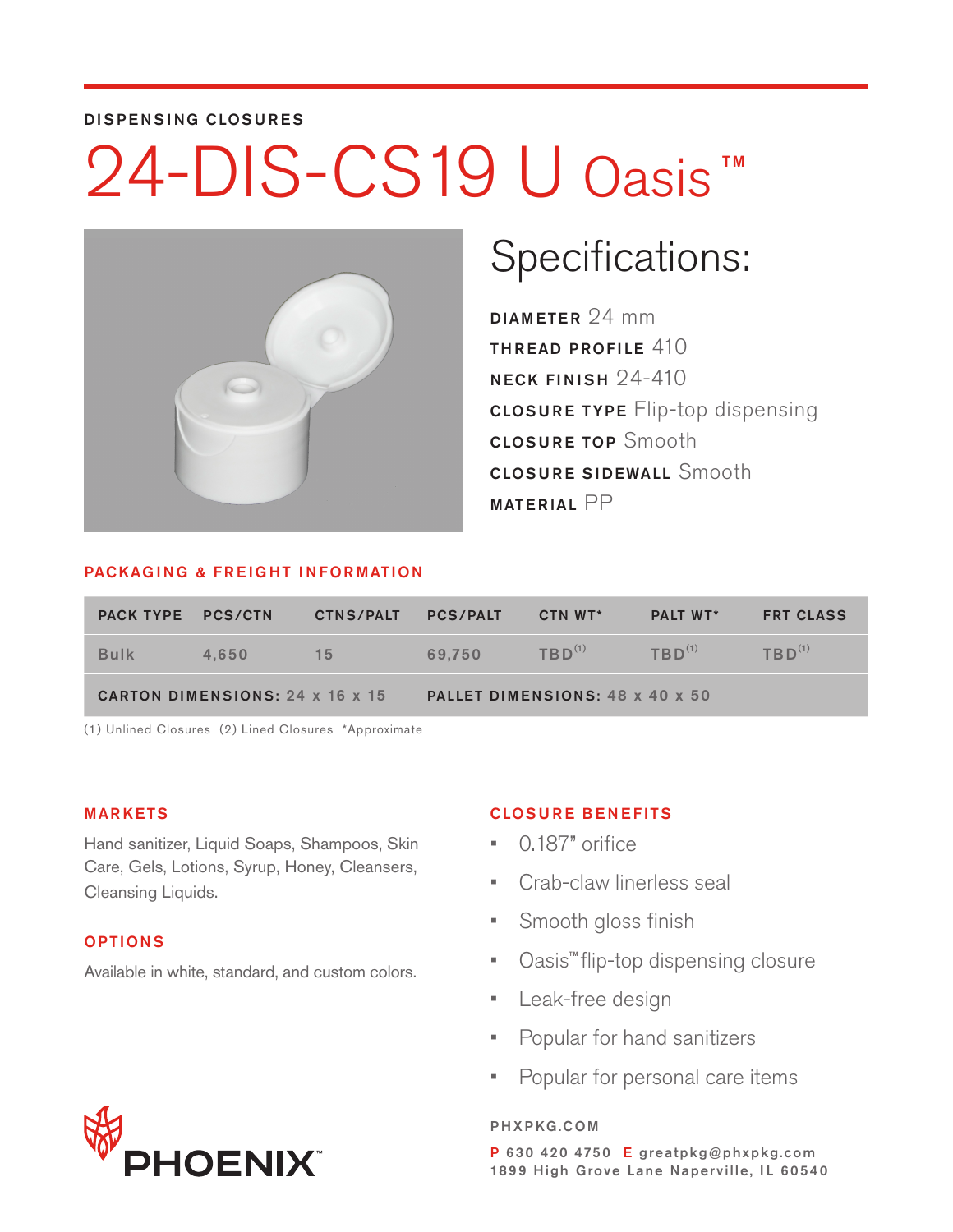DISPENSING CLOSURES

# 24-DIS-CS19 U Oasis™

## Specifications:

**DIAMETER** 24 mm

**THREAD PROFILE** 410

**NECK FINISH** 24-410

**CLOSURE TYPE** Flip-top dispensing

**CLOSURE TOP** Smooth

**CLOSURE SIDEWALL** Smooth

**MATERIAL** PP

### PACKAGING & FREIGHT INFORMATION

| PACK TYPE | PCS/CTN | CTNS/PALT | PCS/PALT | CTN WT* | PALT WT* | FRT CLASS |
|---|---|---|---|---|---|---|
| Bulk | 4,650 | 15 | 69,750 | TBD[1] | TBD[1] | TBD[1] |
| **CARTON DIMENSIONS:** 24 x 16 x 15 | | | **PALLET DIMENSIONS:** 48 x 40 x 50 | | | |

(1) Unlined Closures (2) Lined Closures *Approximate

### MARKETS

Hand sanitizer, Liquid Soaps, Shampoos, Skin Care, Gels, Lotions, Syrup, Honey, Cleansers, Cleansing Liquids.

### OPTIONS

Available in white, standard, and custom colors.

### CLOSURE BENEFITS

- 0.187" orifice
- Crab-claw linerless seal
- Smooth gloss finish
- Oasis™ flip-top dispensing closure
- Leak-free design
- Popular for hand sanitizers
- Popular for personal care items

PHOENIX™

PHXPKG.COM

P 630 420 4750 E greatpkg@phxpkg.com
1899 High Grove Lane Naperville, IL 60540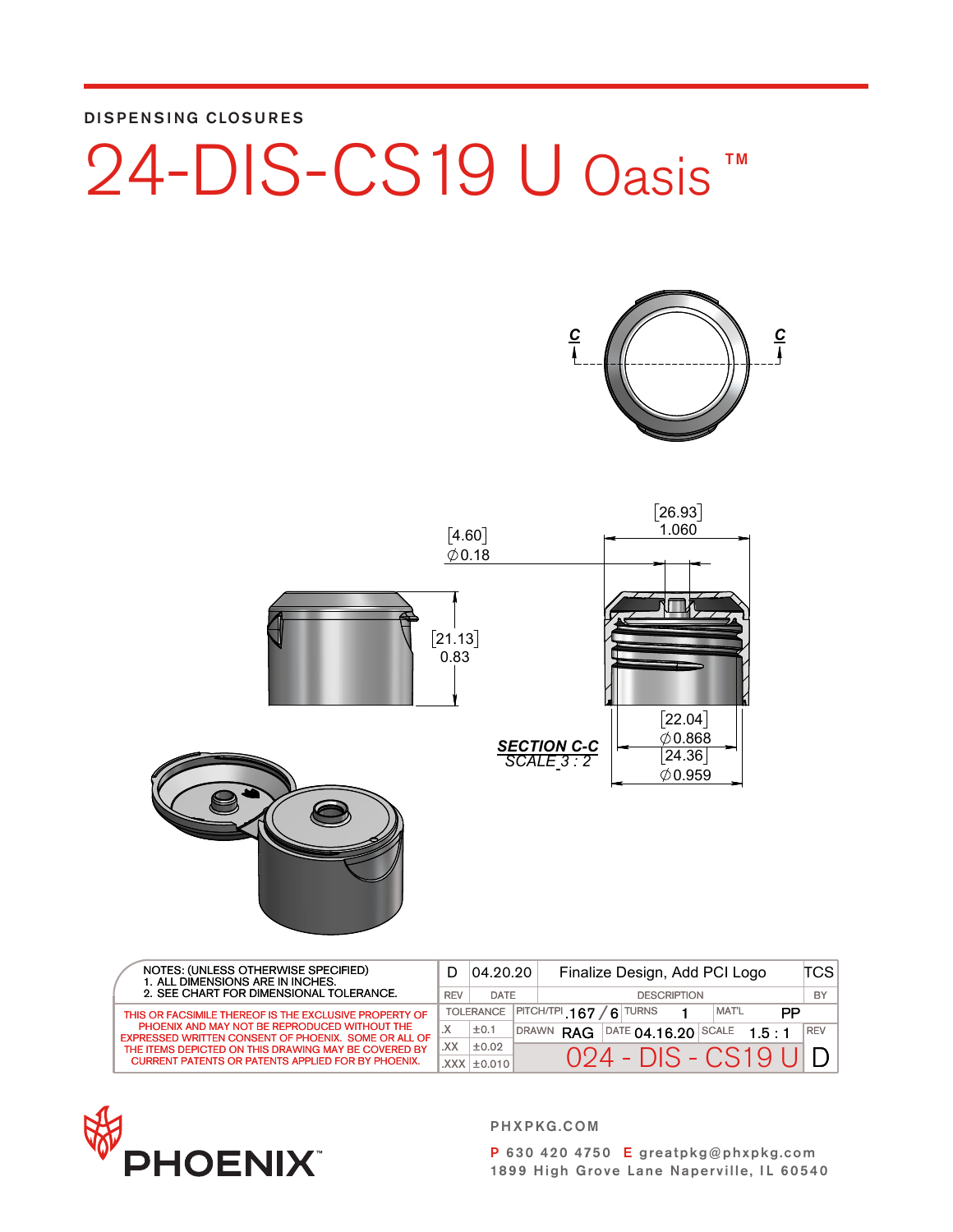DISPENSING CLOSURES

# 24-DIS-CS19 U Oasis ™

C C

[4.60] ∅0.18

[26.93] 1.060

[21.13] 0.83

[22.04] ∅0.868

[24.36] ∅0.959

**SECTION C-C**
SCALE 3 : 2

NOTES: (UNLESS OTHERWISE SPECIFIED)
1. ALL DIMENSIONS ARE IN INCHES.
2. SEE CHART FOR DIMENSIONAL TOLERANCE.

THIS OR FACSIMILE THEREOF IS THE EXCLUSIVE PROPERTY OF PHOENIX AND MAY NOT BE REPRODUCED WITHOUT THE EXPRESSED WRITTEN CONSENT OF PHOENIX. SOME OR ALL OF THE ITEMS DEPICTED ON THIS DRAWING MAY BE COVERED BY CURRENT PATENTS OR PATENTS APPLIED FOR BY PHOENIX.

| REV | DATE | DESCRIPTION | BY |
|---|---|---|---|
| D | 04.20.20 | Finalize Design, Add PCI Logo | TCS |

| TOLERANCE | | |
|---|---|---|
| .X | ±0.1 | |
| .XX | ±0.02 | |
| .XXX | ±0.010 | |

| PITCH/TPI | TURNS | MAT'L |
|---|---|---|
| .167 / 6 | 1 | PP |

| DRAWN | DATE | SCALE | REV |
|---|---|---|---|
| RAG | 04.16.20 | 1.5 : 1 | D |

024 - DIS - CS19 U

PHOENIX™

PHXPKG.COM

P 630 420 4750 E greatpkg@phxpkg.com
1899 High Grove Lane Naperville, IL 60540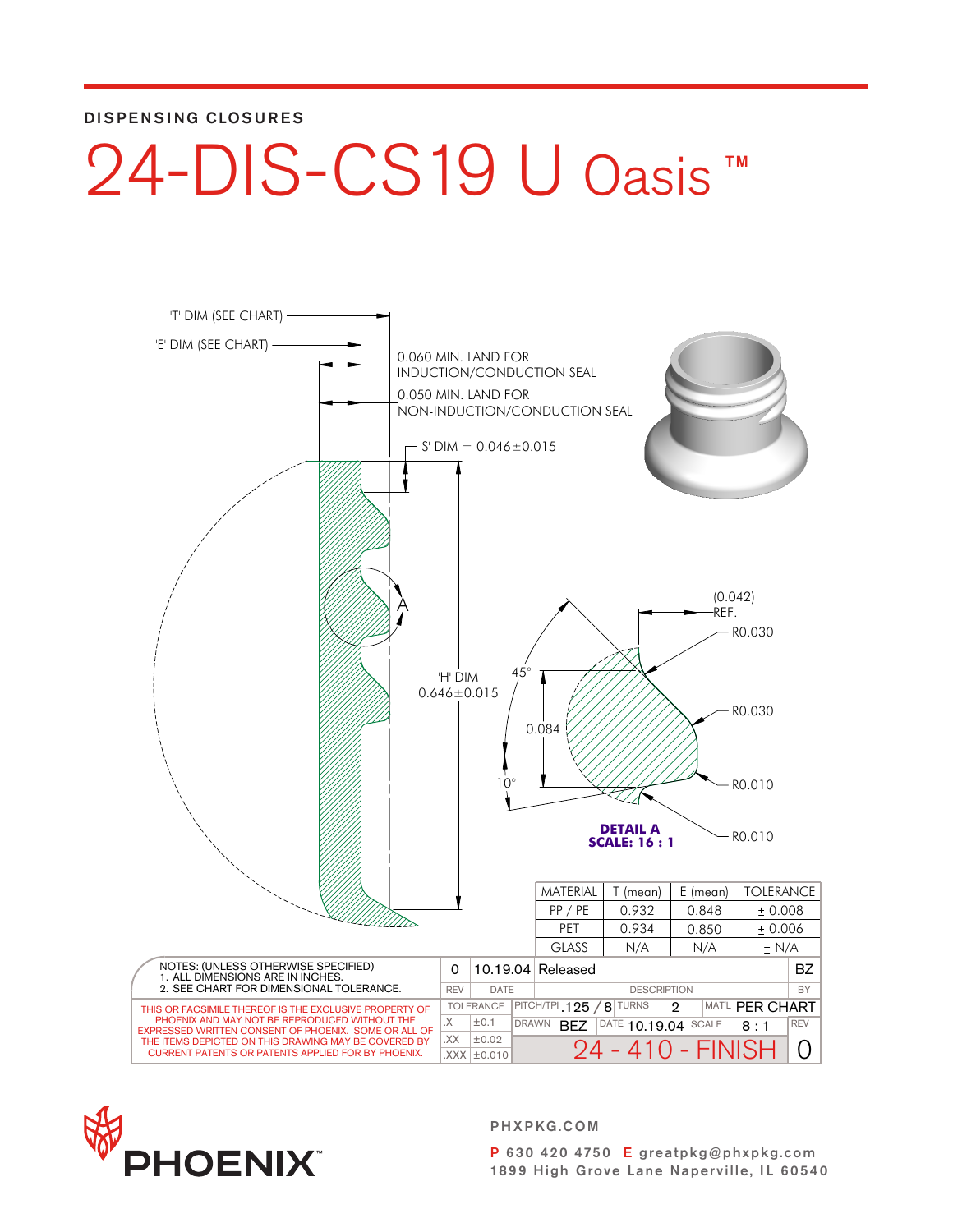DISPENSING CLOSURES

# 24-DIS-CS19 U Oasis ™

'T' DIM (SEE CHART)

'E' DIM (SEE CHART)

0.060 MIN. LAND FOR INDUCTION/CONDUCTION SEAL

0.050 MIN. LAND FOR NON-INDUCTION/CONDUCTION SEAL

'S' DIM = 0.046±0.015

'H' DIM 0.646±0.015

A

(0.042) REF.

R0.030

45°

R0.030

0.084

10°

R0.010

R0.010

**DETAIL A**
**SCALE: 16 : 1**

| MATERIAL | T (mean) | E (mean) | TOLERANCE |
|---|---|---|---|
| PP / PE | 0.932 | 0.848 | ± 0.008 |
| PET | 0.934 | 0.850 | ± 0.006 |
| GLASS | N/A | N/A | ± N/A |

NOTES: (UNLESS OTHERWISE SPECIFIED)
1. ALL DIMENSIONS ARE IN INCHES.
2. SEE CHART FOR DIMENSIONAL TOLERANCE.

THIS OR FACSIMILE THEREOF IS THE EXCLUSIVE PROPERTY OF PHOENIX AND MAY NOT BE REPRODUCED WITHOUT THE EXPRESSED WRITTEN CONSENT OF PHOENIX. SOME OR ALL OF THE ITEMS DEPICTED ON THIS DRAWING MAY BE COVERED BY CURRENT PATENTS OR PATENTS APPLIED FOR BY PHOENIX.

| REV | DATE | DESCRIPTION | BY |
|---|---|---|---|
| 0 | 10.19.04 | Released | BZ |

| | | | | | | | | |
|---|---|---|---|---|---|---|---|---|
| TOLERANCE | | PITCH/TPI | .125 / 8 | TURNS | 2 | MAT'L | PER CHART | |
| .X | ±0.1 | DRAWN | BEZ | DATE | 10.19.04 | SCALE | 8 : 1 | REV |
| .XX | ±0.02 | 24 - 410 - FINISH | | | | | | 0 |
| .XXX | ±0.010 | | | | | | | |

PHOENIX™

PHXPKG.COM

P 630 420 4750 E greatpkg@phxpkg.com
1899 High Grove Lane Naperville, IL 60540